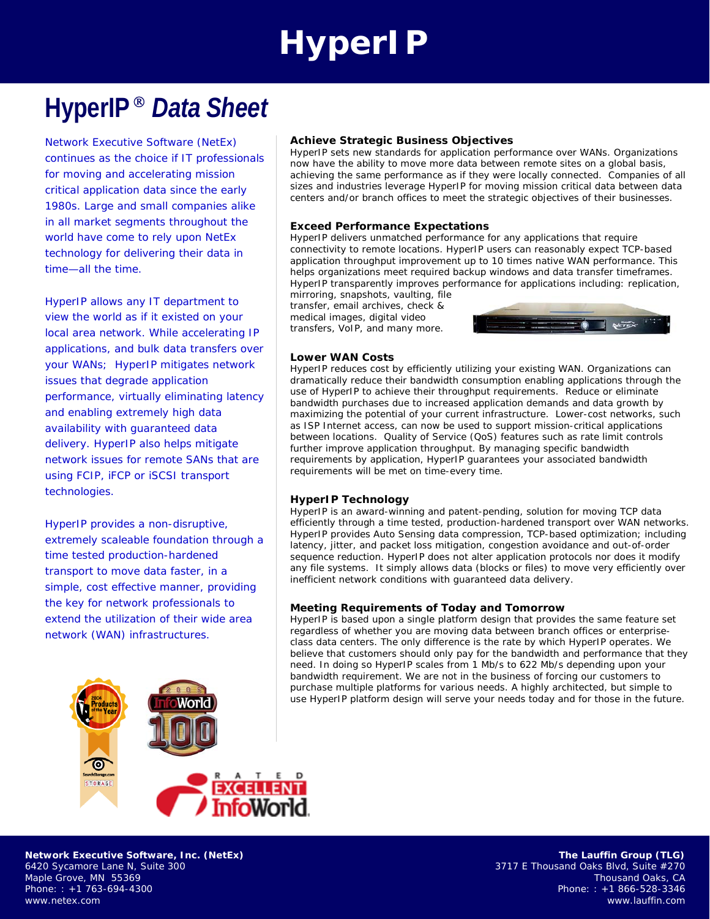# HyperIP

## HyperIP® *Data Sheet*

Network Executive Software (NetEx) continues as the choice if IT professionals for moving and accelerating mission critical application data since the early 1980s. Large and small companies alike in all market segments throughout the world have come to rely upon NetEx technology for delivering their data in time—all the time.

HyperIP allows any IT department to view the world as if it existed on your local area network. While accelerating IP applications, and bulk data transfers over your WANs; HyperIP mitigates network issues that degrade application performance, virtually eliminating latency and enabling extremely high data availability with guaranteed data delivery. HyperIP also helps mitigate network issues for remote SANs that are using FCIP, iFCP or iSCSI transport technologies.

HyperIP provides a non-disruptive, extremely scaleable foundation through a time tested production-hardened transport to move data faster, in a simple, cost effective manner, providing the key for network professionals to extend the utilization of their wide area network (WAN) infrastructures.

### Achieve Strategic Business Objectives

HyperIP sets new standards for application performance over WANs. Organizations now have the ability to move more data between remote sites on a global basis, achieving the same performance as if they were locally connected. Companies of all sizes and industries leverage HyperIP for moving mission critical data between data centers and/or branch offices to meet the strategic objectives of their businesses.

### Exceed Performance Expectations

HyperIP delivers unmatched performance for any applications that require connectivity to remote locations. HyperIP users can reasonably expect TCP-based application throughput improvement up to 10 times native WAN performance. This helps organizations meet required backup windows and data transfer timeframes. HyperIP transparently improves performance for applications including: replication, mirroring, snapshots, vaulting, file transfer, email archives, check & medical images, digital video transfers, VoIP, and many more.

### Lower WAN Costs

HyperIP reduces cost by efficiently utilizing your existing WAN. Organizations can dramatically reduce their bandwidth consumption enabling applications through the use of HyperIP to achieve their throughput requirements. Reduce or eliminate bandwidth purchases due to increased application demands and data growth by maximizing the potential of your current infrastructure. Lower-cost networks, such as ISP Internet access, can now be used to support mission-critical applications between locations. Quality of Service (QoS) features such as rate limit controls further improve application throughput. By managing specific bandwidth requirements by application, HyperIP guarantees your associated bandwidth requirements will be met on time-every time.

### HyperIP Technology

HyperIP is an award-winning and patent-pending, solution for moving TCP data efficiently through a time tested, production-hardened transport over WAN networks. HyperIP provides Auto Sensing data compression, TCP-based optimization; including latency, jitter, and packet loss mitigation, congestion avoidance and out-of-order sequence reduction. HyperIP does not alter application protocols nor does it modify any file systems. It simply allows data (blocks or files) to move very efficiently over inefficient network conditions with guaranteed data delivery.

### Meeting Requirements of Today and Tomorrow

HyperIP is based upon a single platform design that provides the same feature set regardless of whether you are moving data between branch offices or enterprise-class data centers. The only difference is the rate by which HyperIP operates. We believe that customers should only pay for the bandwidth and performance that they need. In doing so HyperIP scales from 1 Mb/s to 622 Mb/s depending upon your bandwidth requirement. We are not in the business of forcing our customers to purchase multiple platforms for various needs. A highly architected, but simple to use HyperIP platform design will serve your needs today and for those in the future.

**Network Executive Software, Inc. (NetEx)**
6420 Sycamore Lane N, Suite 300
Maple Grove, MN 55369
Phone: : +1 763-694-4300
www.netex.com

**The Lauffin Group (TLG)**
3717 E Thousand Oaks Blvd, Suite #270
Thousand Oaks, CA
Phone: : +1 866-528-3346
www.lauffin.com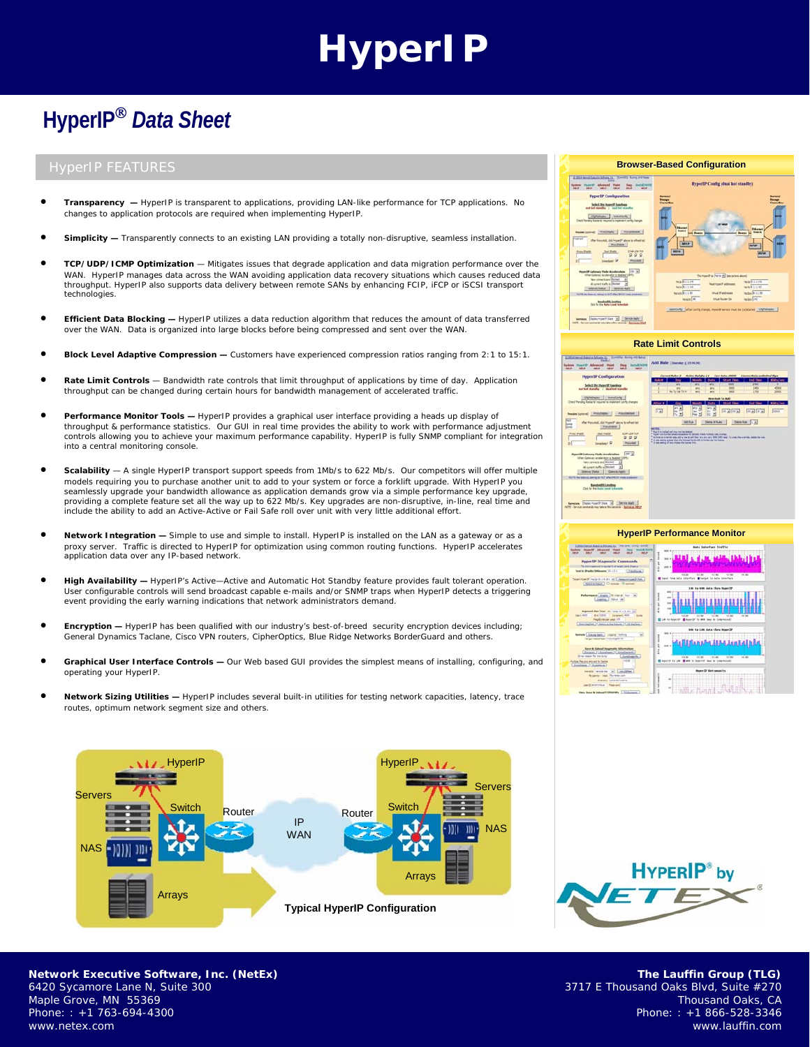# HyperIP

## HyperIP® *Data Sheet*

### HyperIP FEATURES

- **Transparency —** HyperIP is transparent to applications, providing LAN-like performance for TCP applications. No changes to application protocols are required when implementing HyperIP.
- **Simplicity —** Transparently connects to an existing LAN providing a totally non-disruptive, seamless installation.
- **TCP/UDP/ICMP Optimization** — Mitigates issues that degrade application and data migration performance over the WAN. HyperIP manages data across the WAN avoiding application data recovery situations which causes reduced data throughput. HyperIP also supports data delivery between remote SANs by enhancing FCIP, iFCP or iSCSI transport technologies.
- **Efficient Data Blocking —** HyperIP utilizes a data reduction algorithm that reduces the amount of data transferred over the WAN. Data is organized into large blocks before being compressed and sent over the WAN.
- **Block Level Adaptive Compression —** Customers have experienced compression ratios ranging from 2:1 to 15:1.
- **Rate Limit Controls** — Bandwidth rate controls that limit throughput of applications by time of day. Application throughput can be changed during certain hours for bandwidth management of accelerated traffic.
- **Performance Monitor Tools —** HyperIP provides a graphical user interface providing a heads up display of throughput & performance statistics. Our GUI in real time provides the ability to work with performance adjustment controls allowing you to achieve your maximum performance capability. HyperIP is fully SNMP compliant for integration into a central monitoring console.
- **Scalability** — A single HyperIP transport support speeds from 1Mb/s to 622 Mb/s. Our competitors will offer multiple models requiring you to purchase another unit to add to your system or force a forklift upgrade. With HyperIP you seamlessly upgrade your bandwidth allowance as application demands grow via a simple performance key upgrade, providing a complete feature set all the way up to 622 Mb/s. Key upgrades are non-disruptive, in-line, real time and include the ability to add an Active-Active or Fail Safe roll over unit with very little additional effort.
- **Network Integration —** Simple to use and simple to install. HyperIP is installed on the LAN as a gateway or as a proxy server. Traffic is directed to HyperIP for optimization using common routing functions. HyperIP accelerates application data over any IP-based network.
- **High Availability —** HyperIP's Active—Active and Automatic Hot Standby feature provides fault tolerant operation. User configurable controls will send broadcast capable e-mails and/or SNMP traps when HyperIP detects a triggering event providing the early warning indications that network administrators demand.
- **Encryption —** HyperIP has been qualified with our industry's best-of-breed security encryption devices including; General Dynamics Taclane, Cisco VPN routers, CipherOptics, Blue Ridge Networks BorderGuard and others.
- **Graphical User Interface Controls —** Our Web based GUI provides the simplest means of installing, configuring, and operating your HyperIP.
- **Network Sizing Utilities —** HyperIP includes several built-in utilities for testing network capacities, latency, trace routes, optimum network segment size and others.

HyperIP
Servers
Switch
Router
NAS
Arrays
IP WAN
Router
HyperIP
Switch
Servers
NAS
Arrays

**Typical HyperIP Configuration**

**Browser-Based Configuration**

**Rate Limit Controls**

**HyperIP Performance Monitor**

HyperIP® by NETEX®

**Network Executive Software, Inc. (NetEx)**
6420 Sycamore Lane N, Suite 300
Maple Grove, MN 55369
Phone: : +1 763-694-4300
www.netex.com

**The Lauffin Group (TLG)**
3717 E Thousand Oaks Blvd, Suite #270
Thousand Oaks, CA
Phone: : +1 866-528-3346
www.lauffin.com